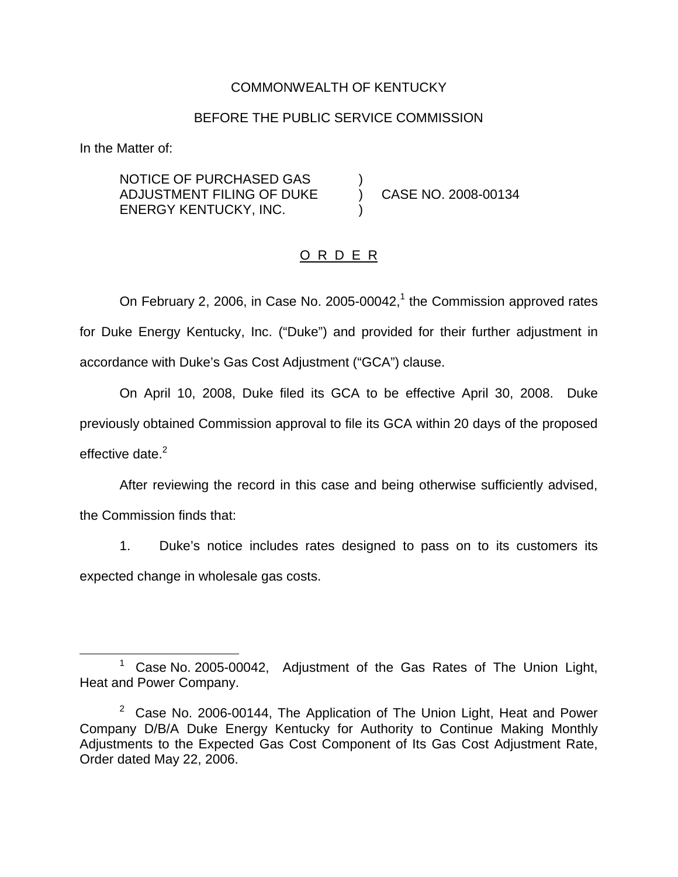COMMONWEALTH OF KENTUCKY

BEFORE THE PUBLIC SERVICE COMMISSION

In the Matter of:

NOTICE OF PURCHASED GAS ADJUSTMENT FILING OF DUKE ENERGY KENTUCKY, INC. ) CASE NO. 2008-00134

O R D E R

On February 2, 2006, in Case No. 2005-00042,[1] the Commission approved rates for Duke Energy Kentucky, Inc. ("Duke") and provided for their further adjustment in accordance with Duke's Gas Cost Adjustment ("GCA") clause.

On April 10, 2008, Duke filed its GCA to be effective April 30, 2008. Duke previously obtained Commission approval to file its GCA within 20 days of the proposed effective date.[2]

After reviewing the record in this case and being otherwise sufficiently advised, the Commission finds that:

1. Duke's notice includes rates designed to pass on to its customers its expected change in wholesale gas costs.

---

[1] Case No. 2005-00042, Adjustment of the Gas Rates of The Union Light, Heat and Power Company.

[2] Case No. 2006-00144, The Application of The Union Light, Heat and Power Company D/B/A Duke Energy Kentucky for Authority to Continue Making Monthly Adjustments to the Expected Gas Cost Component of Its Gas Cost Adjustment Rate, Order dated May 22, 2006.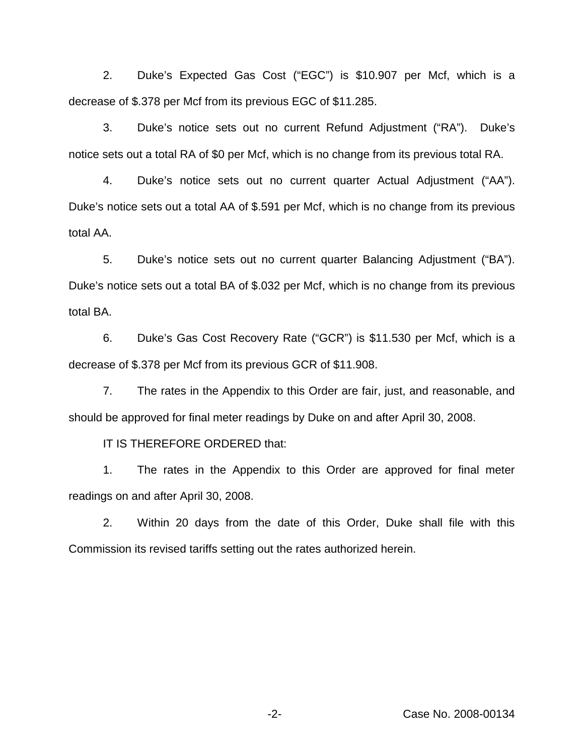2. Duke's Expected Gas Cost ("EGC") is $10.907 per Mcf, which is a decrease of $.378 per Mcf from its previous EGC of $11.285.

3. Duke's notice sets out no current Refund Adjustment ("RA"). Duke's notice sets out a total RA of $0 per Mcf, which is no change from its previous total RA.

4. Duke's notice sets out no current quarter Actual Adjustment ("AA"). Duke's notice sets out a total AA of $.591 per Mcf, which is no change from its previous total AA.

5. Duke's notice sets out no current quarter Balancing Adjustment ("BA"). Duke's notice sets out a total BA of $.032 per Mcf, which is no change from its previous total BA.

6. Duke's Gas Cost Recovery Rate ("GCR") is $11.530 per Mcf, which is a decrease of $.378 per Mcf from its previous GCR of $11.908.

7. The rates in the Appendix to this Order are fair, just, and reasonable, and should be approved for final meter readings by Duke on and after April 30, 2008.

IT IS THEREFORE ORDERED that:

1. The rates in the Appendix to this Order are approved for final meter readings on and after April 30, 2008.

2. Within 20 days from the date of this Order, Duke shall file with this Commission its revised tariffs setting out the rates authorized herein.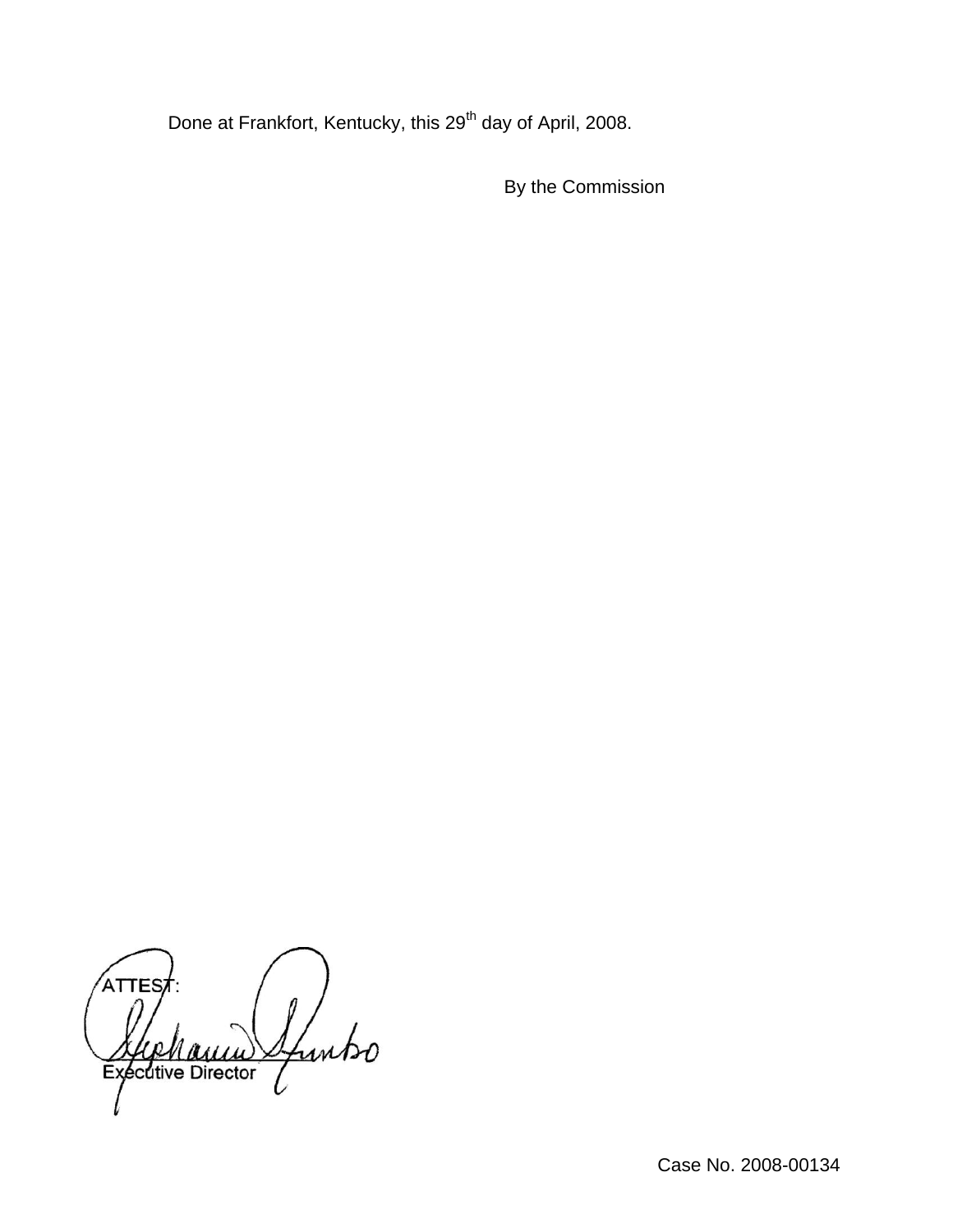Done at Frankfort, Kentucky, this 29th day of April, 2008.

By the Commission

ATTEST:

Executive Director

Case No. 2008-00134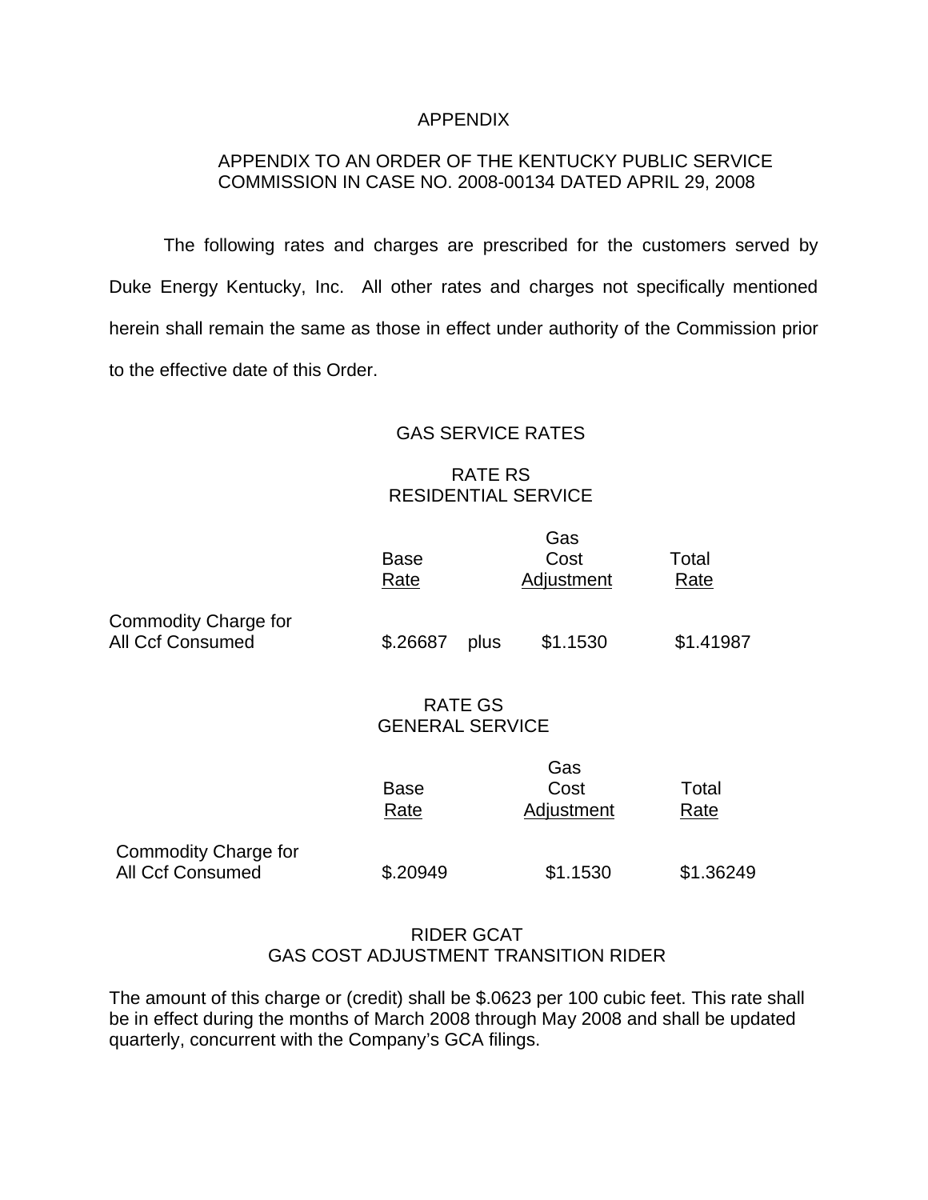APPENDIX

APPENDIX TO AN ORDER OF THE KENTUCKY PUBLIC SERVICE COMMISSION IN CASE NO. 2008-00134 DATED APRIL 29, 2008

The following rates and charges are prescribed for the customers served by Duke Energy Kentucky, Inc. All other rates and charges not specifically mentioned herein shall remain the same as those in effect under authority of the Commission prior to the effective date of this Order.

GAS SERVICE RATES

RATE RS
RESIDENTIAL SERVICE

| | Base Rate | | Gas Cost Adjustment | Total Rate |
|---|---|---|---|---|
| Commodity Charge for All Ccf Consumed | \$.26687 | plus | \$1.1530 | \$1.41987 |

RATE GS
GENERAL SERVICE

| | Base Rate | Gas Cost Adjustment | Total Rate |
|---|---|---|---|
| Commodity Charge for All Ccf Consumed | \$.20949 | \$1.1530 | \$1.36249 |

RIDER GCAT
GAS COST ADJUSTMENT TRANSITION RIDER

The amount of this charge or (credit) shall be $.0623 per 100 cubic feet. This rate shall be in effect during the months of March 2008 through May 2008 and shall be updated quarterly, concurrent with the Company's GCA filings.